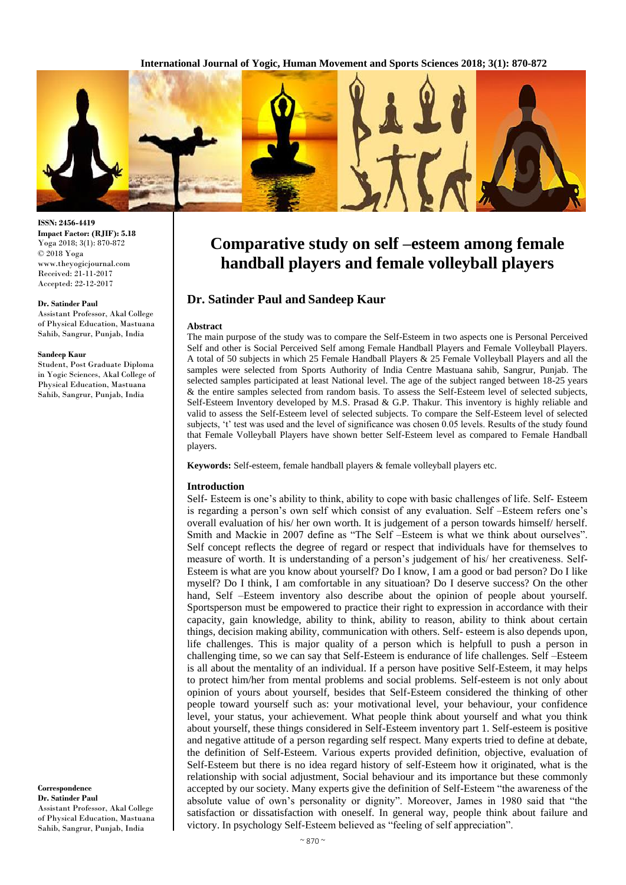ISSN: 2456-4419
Impact Factor: (RJIF): 5.18
Yoga 2018; 3(1): 870-872
© 2018 Yoga
www.theyogicjournal.com
Received: 21-11-2017
Accepted: 22-12-2017

**Dr. Satinder Paul**
Assistant Professor, Akal College of Physical Education, Mastuana Sahib, Sangrur, Punjab, India

**Sandeep Kaur**
Student, Post Graduate Diploma in Yogic Sciences, Akal College of Physical Education, Mastuana Sahib, Sangrur, Punjab, India

**Correspondence**
**Dr. Satinder Paul**
Assistant Professor, Akal College of Physical Education, Mastuana Sahib, Sangrur, Punjab, India

# Comparative study on self –esteem among female handball players and female volleyball players

## Dr. Satinder Paul and Sandeep Kaur

### Abstract

The main purpose of the study was to compare the Self-Esteem in two aspects one is Personal Perceived Self and other is Social Perceived Self among Female Handball Players and Female Volleyball Players. A total of 50 subjects in which 25 Female Handball Players & 25 Female Volleyball Players and all the samples were selected from Sports Authority of India Centre Mastuana sahib, Sangrur, Punjab. The selected samples participated at least National level. The age of the subject ranged between 18-25 years & the entire samples selected from random basis. To assess the Self-Esteem level of selected subjects, Self-Esteem Inventory developed by M.S. Prasad & G.P. Thakur. This inventory is highly reliable and valid to assess the Self-Esteem level of selected subjects. To compare the Self-Esteem level of selected subjects, 't' test was used and the level of significance was chosen 0.05 levels. Results of the study found that Female Volleyball Players have shown better Self-Esteem level as compared to Female Handball players.

**Keywords:** Self-esteem, female handball players & female volleyball players etc.

### Introduction

Self- Esteem is one's ability to think, ability to cope with basic challenges of life. Self- Esteem is regarding a person's own self which consist of any evaluation. Self –Esteem refers one's overall evaluation of his/ her own worth. It is judgement of a person towards himself/ herself. Smith and Mackie in 2007 define as "The Self –Esteem is what we think about ourselves". Self concept reflects the degree of regard or respect that individuals have for themselves to measure of worth. It is understanding of a person's judgement of his/ her creativeness. Self-Esteem is what are you know about yourself? Do I know, I am a good or bad person? Do I like myself? Do I think, I am comfortable in any situatioan? Do I deserve success? On the other hand, Self –Esteem inventory also describe about the opinion of people about yourself. Sportsperson must be empowered to practice their right to expression in accordance with their capacity, gain knowledge, ability to think, ability to reason, ability to think about certain things, decision making ability, communication with others. Self- esteem is also depends upon, life challenges. This is major quality of a person which is helpfull to push a person in challenging time, so we can say that Self-Esteem is endurance of life challenges. Self –Esteem is all about the mentality of an individual. If a person have positive Self-Esteem, it may helps to protect him/her from mental problems and social problems. Self-esteem is not only about opinion of yours about yourself, besides that Self-Esteem considered the thinking of other people toward yourself such as: your motivational level, your behaviour, your confidence level, your status, your achievement. What people think about yourself and what you think about yourself, these things considered in Self-Esteem inventory part 1. Self-esteem is positive and negative attitude of a person regarding self respect. Many experts tried to define at debate, the definition of Self-Esteem. Various experts provided definition, objective, evaluation of Self-Esteem but there is no idea regard history of self-Esteem how it originated, what is the relationship with social adjustment, Social behaviour and its importance but these commonly accepted by our society. Many experts give the definition of Self-Esteem "the awareness of the absolute value of own's personality or dignity". Moreover, James in 1980 said that "the satisfaction or dissatisfaction with oneself. In general way, people think about failure and victory. In psychology Self-Esteem believed as "feeling of self appreciation".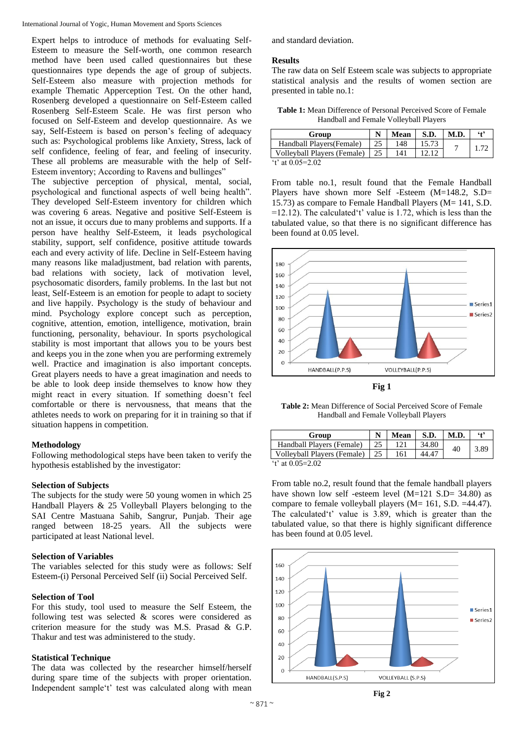Expert helps to introduce of methods for evaluating Self-Esteem to measure the Self-worth, one common research method have been used called questionnaires but these questionnaires type depends the age of group of subjects. Self-Esteem also measure with projection methods for example Thematic Apperception Test. On the other hand, Rosenberg developed a questionnaire on Self-Esteem called Rosenberg Self-Esteem Scale. He was first person who focused on Self-Esteem and develop questionnaire. As we say, Self-Esteem is based on person's feeling of adequacy such as: Psychological problems like Anxiety, Stress, lack of self confidence, feeling of fear, and feeling of insecurity. These all problems are measurable with the help of Self-Esteem inventory; According to Ravens and bullinges"

The subjective perception of physical, mental, social, psychological and functional aspects of well being health". They developed Self-Esteem inventory for children which was covering 6 areas. Negative and positive Self-Esteem is not an issue, it occurs due to many problems and supports. If a person have healthy Self-Esteem, it leads psychological stability, support, self confidence, positive attitude towards each and every activity of life. Decline in Self-Esteem having many reasons like maladjustment, bad relation with parents, bad relations with society, lack of motivation level, psychosomatic disorders, family problems. In the last but not least, Self-Esteem is an emotion for people to adapt to society and live happily. Psychology is the study of behaviour and mind. Psychology explore concept such as perception, cognitive, attention, emotion, intelligence, motivation, brain functioning, personality, behaviour. In sports psychological stability is most important that allows you to be yours best and keeps you in the zone when you are performing extremely well. Practice and imagination is also important concepts. Great players needs to have a great imagination and needs to be able to look deep inside themselves to know how they might react in every situation. If something doesn't feel comfortable or there is nervousness, that means that the athletes needs to work on preparing for it in training so that if situation happens in competition.

### Methodology

Following methodological steps have been taken to verify the hypothesis established by the investigator:

### Selection of Subjects

The subjects for the study were 50 young women in which 25 Handball Players & 25 Volleyball Players belonging to the SAI Centre Mastuana Sahib, Sangrur, Punjab. Their age ranged between 18-25 years. All the subjects were participated at least National level.

### Selection of Variables

The variables selected for this study were as follows: Self Esteem-(i) Personal Perceived Self (ii) Social Perceived Self.

### Selection of Tool

For this study, tool used to measure the Self Esteem, the following test was selected & scores were considered as criterion measure for the study was M.S. Prasad & G.P. Thakur and test was administered to the study.

### Statistical Technique

The data was collected by the researcher himself/herself during spare time of the subjects with proper orientation. Independent sample't' test was calculated along with mean and standard deviation.

### Results

The raw data on Self Esteem scale was subjects to appropriate statistical analysis and the results of women section are presented in table no.1:

**Table 1:** Mean Difference of Personal Perceived Score of Female Handball and Female Volleyball Players

| Group | N | Mean | S.D. | M.D. | 't' |
|---|---|---|---|---|---|
| Handball Players(Female) | 25 | 148 | 15.73 | 7 | 1.72 |
| Volleyball Players (Female) | 25 | 141 | 12.12 | | |

't' at 0.05=2.02

From table no.1, result found that the Female Handball Players have shown more Self -Esteem (M=148.2, S.D= 15.73) as compare to Female Handball Players (M= 141, S.D. =12.12). The calculated't' value is 1.72, which is less than the tabulated value, so that there is no significant difference has been found at 0.05 level.

Fig 1

**Table 2:** Mean Difference of Social Perceived Score of Female Handball and Female Volleyball Players

| Group | N | Mean | S.D. | M.D. | 't' |
|---|---|---|---|---|---|
| Handball Players (Female) | 25 | 121 | 34.80 | 40 | 3.89 |
| Volleyball Players (Female) | 25 | 161 | 44.47 | | |

't' at 0.05=2.02

From table no.2, result found that the female handball players have shown low self -esteem level (M=121 S.D= 34.80) as compare to female volleyball players (M= 161, S.D. =44.47). The calculated't' value is 3.89, which is greater than the tabulated value, so that there is highly significant difference has been found at 0.05 level.

Fig 2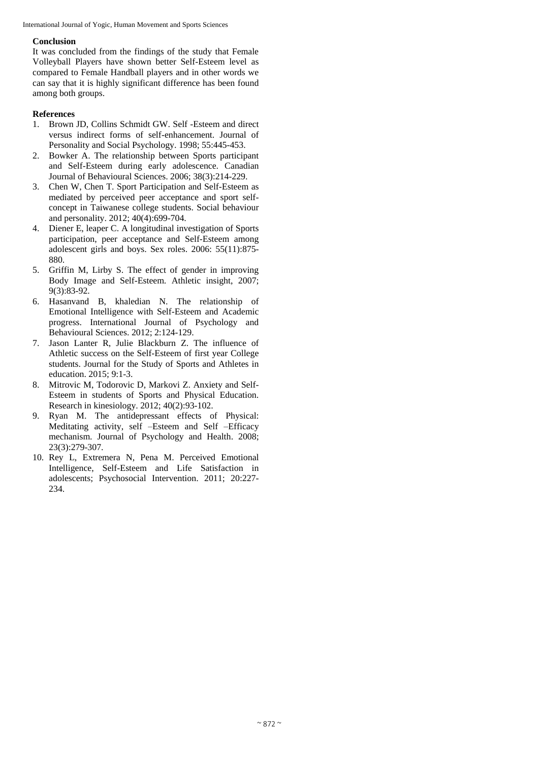## Conclusion

It was concluded from the findings of the study that Female Volleyball Players have shown better Self-Esteem level as compared to Female Handball players and in other words we can say that it is highly significant difference has been found among both groups.

## References

1. Brown JD, Collins Schmidt GW. Self -Esteem and direct versus indirect forms of self-enhancement. Journal of Personality and Social Psychology. 1998; 55:445-453.
2. Bowker A. The relationship between Sports participant and Self-Esteem during early adolescence. Canadian Journal of Behavioural Sciences. 2006; 38(3):214-229.
3. Chen W, Chen T. Sport Participation and Self-Esteem as mediated by perceived peer acceptance and sport self-concept in Taiwanese college students. Social behaviour and personality. 2012; 40(4):699-704.
4. Diener E, leaper C. A longitudinal investigation of Sports participation, peer acceptance and Self-Esteem among adolescent girls and boys. Sex roles. 2006: 55(11):875-880.
5. Griffin M, Lirby S. The effect of gender in improving Body Image and Self-Esteem. Athletic insight, 2007; 9(3):83-92.
6. Hasanvand B, khaledian N. The relationship of Emotional Intelligence with Self-Esteem and Academic progress. International Journal of Psychology and Behavioural Sciences. 2012; 2:124-129.
7. Jason Lanter R, Julie Blackburn Z. The influence of Athletic success on the Self-Esteem of first year College students. Journal for the Study of Sports and Athletes in education. 2015; 9:1-3.
8. Mitrovic M, Todorovic D, Markovi Z. Anxiety and Self-Esteem in students of Sports and Physical Education. Research in kinesiology. 2012; 40(2):93-102.
9. Ryan M. The antidepressant effects of Physical: Meditating activity, self –Esteem and Self –Efficacy mechanism. Journal of Psychology and Health. 2008; 23(3):279-307.
10. Rey L, Extremera N, Pena M. Perceived Emotional Intelligence, Self-Esteem and Life Satisfaction in adolescents; Psychosocial Intervention. 2011; 20:227-234.